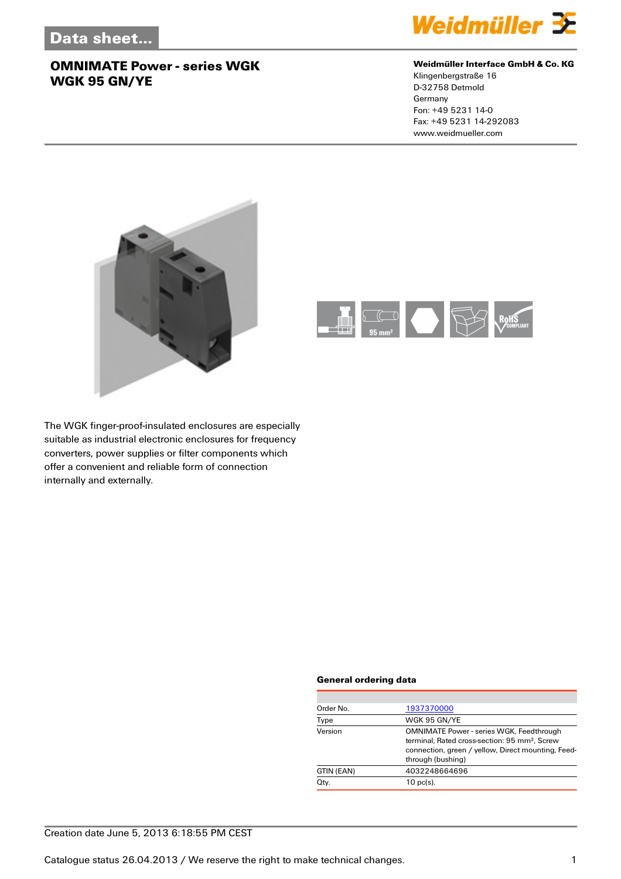Data sheet...

# OMNIMATE Power - series WGK
# WGK 95 GN/YE

**Weidmüller Interface GmbH & Co. KG**
Klingenbergstraße 16
D-32758 Detmold
Germany
Fon: +49 5231 14-0
Fax: +49 5231 14-292083
www.weidmueller.com

The WGK finger-proof-insulated enclosures are especially suitable as industrial electronic enclosures for frequency converters, power supplies or filter components which offer a convenient and reliable form of connection internally and externally.

### General ordering data

| | |
|---|---|
| Order No. | 1937370000 |
| Type | WGK 95 GN/YE |
| Version | OMNIMATE Power - series WGK, Feedthrough terminal, Rated cross-section: 95 mm², Screw connection, green / yellow, Direct mounting, Feed-through (bushing) |
| GTIN (EAN) | 4032248664696 |
| Qty. | 10 pc(s). |

Creation date June 5, 2013 6:18:55 PM CEST

Catalogue status 26.04.2013 / We reserve the right to make technical changes.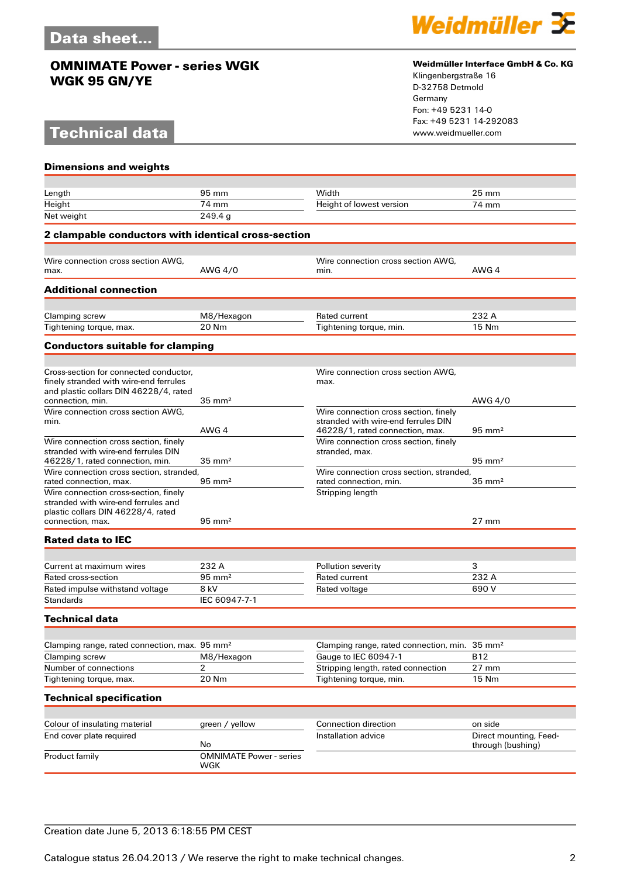# Data sheet...

## OMNIMATE Power - series WGK
## WGK 95 GN/YE

**Weidmüller Interface GmbH & Co. KG**
Klingenbergstraße 16
D-32758 Detmold
Germany
Fon: +49 5231 14-0
Fax: +49 5231 14-292083
www.weidmueller.com

# Technical data

### Dimensions and weights

| | | | |
|---|---|---|---|
| Length | 95 mm | Width | 25 mm |
| Height | 74 mm | Height of lowest version | 74 mm |
| Net weight | 249.4 g | | |

### 2 clampable conductors with identical cross-section

| | | | |
|---|---|---|---|
| Wire connection cross section AWG, max. | AWG 4/0 | Wire connection cross section AWG, min. | AWG 4 |

### Additional connection

| | | | |
|---|---|---|---|
| Clamping screw | M8/Hexagon | Rated current | 232 A |
| Tightening torque, max. | 20 Nm | Tightening torque, min. | 15 Nm |

### Conductors suitable for clamping

| | | | |
|---|---|---|---|
| Cross-section for connected conductor, finely stranded with wire-end ferrules and plastic collars DIN 46228/4, rated connection, min. | 35 mm² | Wire connection cross section AWG, max. | AWG 4/0 |
| Wire connection cross section AWG, min. | AWG 4 | Wire connection cross section, finely stranded with wire-end ferrules DIN 46228/1, rated connection, max. | 95 mm² |
| Wire connection cross section, finely stranded with wire-end ferrules DIN 46228/1, rated connection, min. | 35 mm² | Wire connection cross section, finely stranded, max. | 95 mm² |
| Wire connection cross section, stranded, rated connection, max. | 95 mm² | Wire connection cross section, stranded, rated connection, min. | 35 mm² |
| Wire connection cross-section, finely stranded with wire-end ferrules and plastic collars DIN 46228/4, rated connection, max. | 95 mm² | Stripping length | 27 mm |

### Rated data to IEC

| | | | |
|---|---|---|---|
| Current at maximum wires | 232 A | Pollution severity | 3 |
| Rated cross-section | 95 mm² | Rated current | 232 A |
| Rated impulse withstand voltage | 8 kV | Rated voltage | 690 V |
| Standards | IEC 60947-7-1 | | |

### Technical data

| | | | |
|---|---|---|---|
| Clamping range, rated connection, max. | 95 mm² | Clamping range, rated connection, min. | 35 mm² |
| Clamping screw | M8/Hexagon | Gauge to IEC 60947-1 | B12 |
| Number of connections | 2 | Stripping length, rated connection | 27 mm |
| Tightening torque, max. | 20 Nm | Tightening torque, min. | 15 Nm |

### Technical specification

| | | | |
|---|---|---|---|
| Colour of insulating material | green / yellow | Connection direction | on side |
| End cover plate required | No | Installation advice | Direct mounting, Feed-through (bushing) |
| Product family | OMNIMATE Power - series WGK | | |

Creation date June 5, 2013 6:18:55 PM CEST

Catalogue status 26.04.2013 / We reserve the right to make technical changes.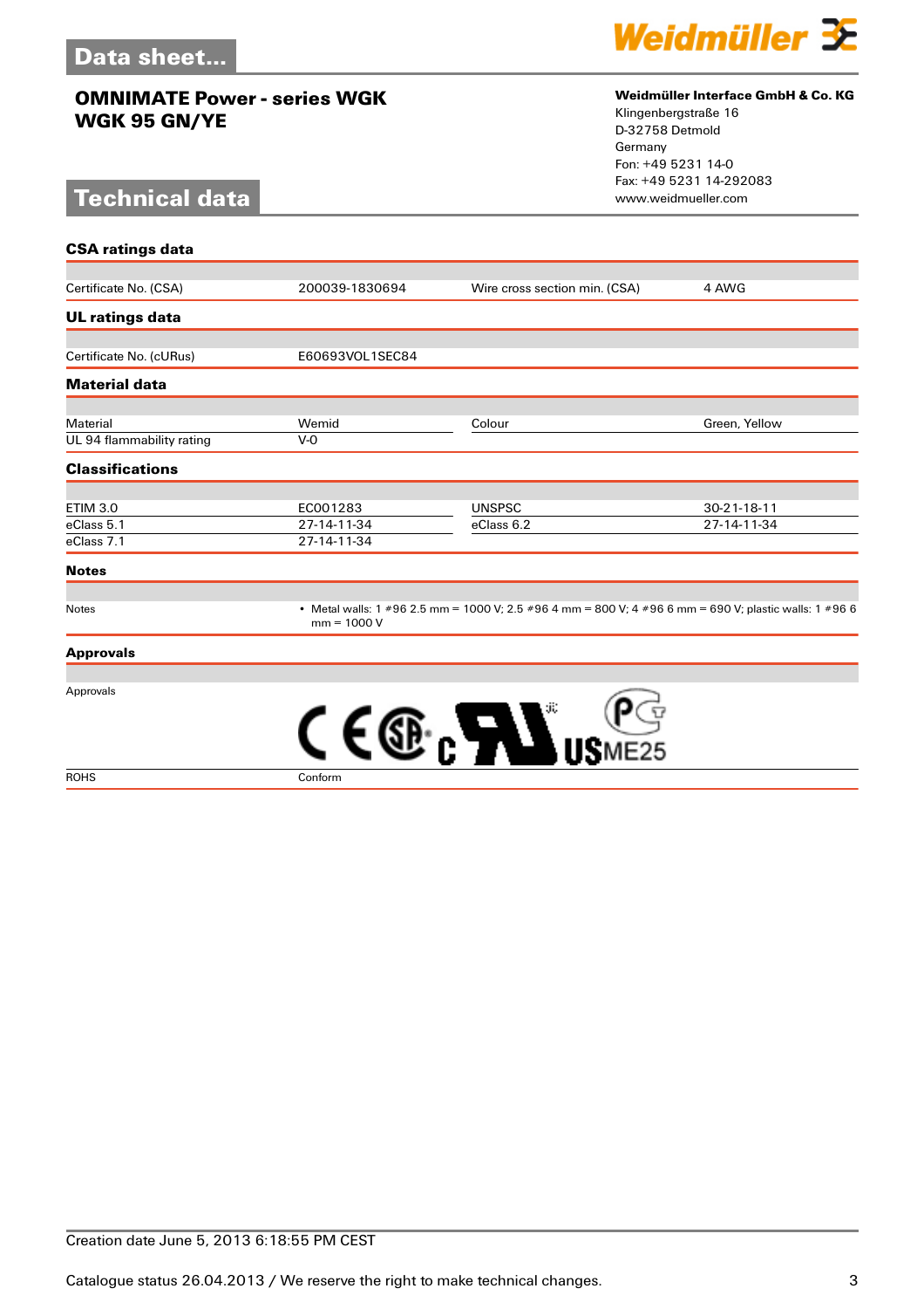# Data sheet...

## OMNIMATE Power - series WGK
## WGK 95 GN/YE

**Weidmüller Interface GmbH & Co. KG**
Klingenbergstraße 16
D-32758 Detmold
Germany
Fon: +49 5231 14-0
Fax: +49 5231 14-292083
www.weidmueller.com

# Technical data

### CSA ratings data

| | | | |
|---|---|---|---|
| Certificate No. (CSA) | 200039-1830694 | Wire cross section min. (CSA) | 4 AWG |

### UL ratings data

| | |
|---|---|
| Certificate No. (cURus) | E60693VOL1SEC84 |

### Material data

| | | | |
|---|---|---|---|
| Material | Wemid | Colour | Green, Yellow |
| UL 94 flammability rating | V-0 | | |

### Classifications

| | | | |
|---|---|---|---|
| ETIM 3.0 | EC001283 | UNSPSC | 30-21-18-11 |
| eClass 5.1 | 27-14-11-34 | eClass 6.2 | 27-14-11-34 |
| eClass 7.1 | 27-14-11-34 | | |

### Notes

| | |
|---|---|
| Notes | • Metal walls: 1 #96 2.5 mm = 1000 V; 2.5 #96 4 mm = 800 V; 4 #96 6 mm = 690 V; plastic walls: 1 #96 6 mm = 1000 V |

### Approvals

| | |
|---|---|
| Approvals | |
| ROHS | Conform |

Creation date June 5, 2013 6:18:55 PM CEST

Catalogue status 26.04.2013 / We reserve the right to make technical changes.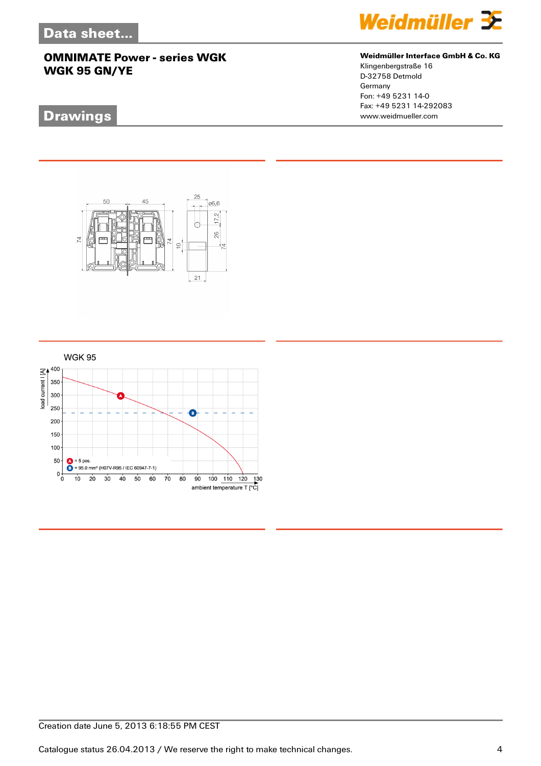# Data sheet...

## OMNIMATE Power - series WGK
## WGK 95 GN/YE

**Weidmüller Interface GmbH & Co. KG**
Klingenbergstraße 16
D-32758 Detmold
Germany
Fon: +49 5231 14-0
Fax: +49 5231 14-292083
www.weidmueller.com

# Drawings

50
45
74
74
10
25
ø6,6
17,2
26
74
21

WGK 95

load current I [A]
400
350
300
250
200
150
100
50
0

0 10 20 30 40 50 60 70 80 90 100 110 120 130

ambient temperature T [°C]

A = 5 pos.
B = 95.0 mm² (H07V-R95 / IEC 60947-7-1)

Creation date June 5, 2013 6:18:55 PM CEST

Catalogue status 26.04.2013 / We reserve the right to make technical changes.